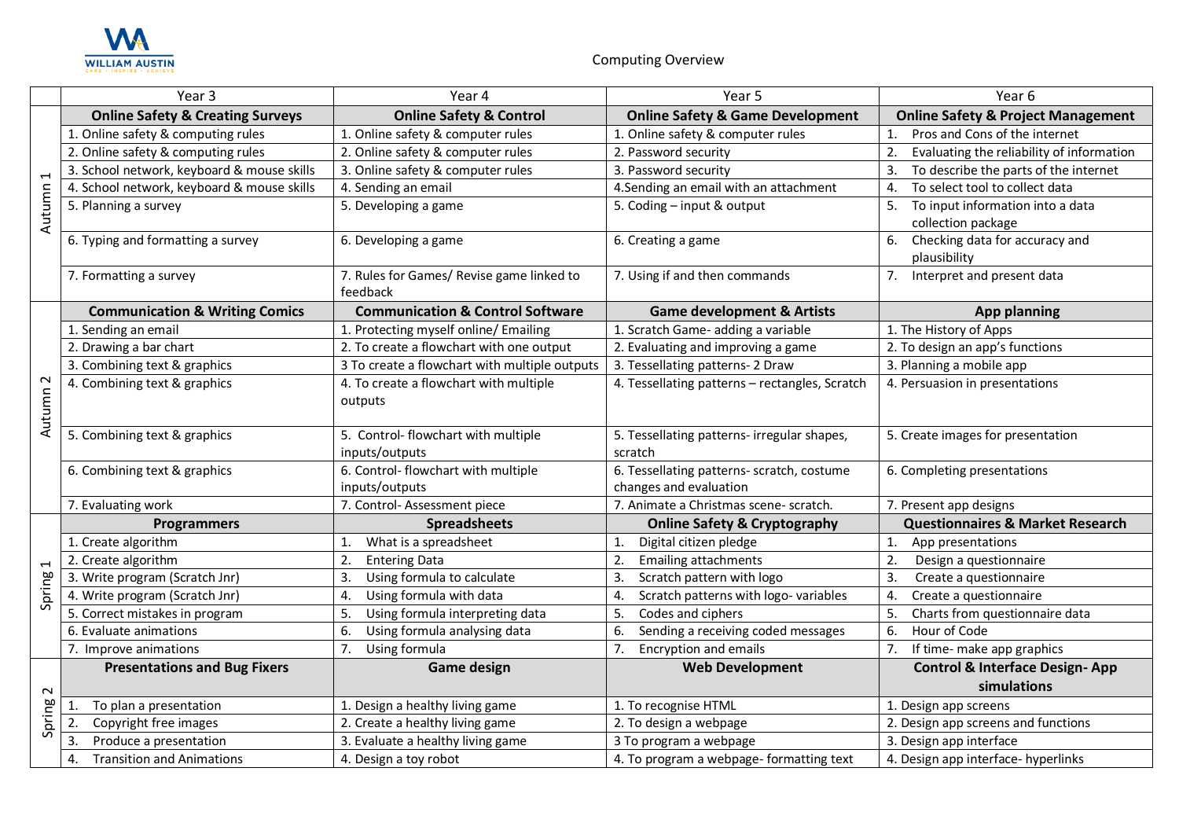WILLIAM AUSTIN
CARE · INSPIRE · ACHIEVE

# Computing Overview

| | Year 3 | Year 4 | Year 5 | Year 6 |
|---|---|---|---|---|
| Autumn 1 | **Online Safety & Creating Surveys** | **Online Safety & Control** | **Online Safety & Game Development** | **Online Safety & Project Management** |
| | 1. Online safety & computing rules | 1. Online safety & computer rules | 1. Online safety & computer rules | 1. Pros and Cons of the internet |
| | 2. Online safety & computing rules | 2. Online safety & computer rules | 2. Password security | 2. Evaluating the reliability of information |
| | 3. School network, keyboard & mouse skills | 3. Online safety & computer rules | 3. Password security | 3. To describe the parts of the internet |
| | 4. School network, keyboard & mouse skills | 4. Sending an email | 4.Sending an email with an attachment | 4. To select tool to collect data |
| | 5. Planning a survey | 5. Developing a game | 5. Coding – input & output | 5. To input information into a data collection package |
| | 6. Typing and formatting a survey | 6. Developing a game | 6. Creating a game | 6. Checking data for accuracy and plausibility |
| | 7. Formatting a survey | 7. Rules for Games/ Revise game linked to feedback | 7. Using if and then commands | 7. Interpret and present data |
| Autumn 2 | **Communication & Writing Comics** | **Communication & Control Software** | **Game development & Artists** | **App planning** |
| | 1. Sending an email | 1. Protecting myself online/ Emailing | 1. Scratch Game- adding a variable | 1. The History of Apps |
| | 2. Drawing a bar chart | 2. To create a flowchart with one output | 2. Evaluating and improving a game | 2. To design an app's functions |
| | 3. Combining text & graphics | 3 To create a flowchart with multiple outputs | 3. Tessellating patterns- 2 Draw | 3. Planning a mobile app |
| | 4. Combining text & graphics | 4. To create a flowchart with multiple outputs | 4. Tessellating patterns – rectangles, Scratch | 4. Persuasion in presentations |
| | 5. Combining text & graphics | 5. Control- flowchart with multiple inputs/outputs | 5. Tessellating patterns- irregular shapes, scratch | 5. Create images for presentation |
| | 6. Combining text & graphics | 6. Control- flowchart with multiple inputs/outputs | 6. Tessellating patterns- scratch, costume changes and evaluation | 6. Completing presentations |
| | 7. Evaluating work | 7. Control- Assessment piece | 7. Animate a Christmas scene- scratch. | 7. Present app designs |
| Spring 1 | **Programmers** | **Spreadsheets** | **Online Safety & Cryptography** | **Questionnaires & Market Research** |
| | 1. Create algorithm | 1. What is a spreadsheet | 1. Digital citizen pledge | 1. App presentations |
| | 2. Create algorithm | 2. Entering Data | 2. Emailing attachments | 2. Design a questionnaire |
| | 3. Write program (Scratch Jnr) | 3. Using formula to calculate | 3. Scratch pattern with logo | 3. Create a questionnaire |
| | 4. Write program (Scratch Jnr) | 4. Using formula with data | 4. Scratch patterns with logo- variables | 4. Create a questionnaire |
| | 5. Correct mistakes in program | 5. Using formula interpreting data | 5. Codes and ciphers | 5. Charts from questionnaire data |
| | 6. Evaluate animations | 6. Using formula analysing data | 6. Sending a receiving coded messages | 6. Hour of Code |
| | 7. Improve animations | 7. Using formula | 7. Encryption and emails | 7. If time- make app graphics |
| Spring 2 | **Presentations and Bug Fixers** | **Game design** | **Web Development** | **Control & Interface Design- App simulations** |
| | 1. To plan a presentation | 1. Design a healthy living game | 1. To recognise HTML | 1. Design app screens |
| | 2. Copyright free images | 2. Create a healthy living game | 2. To design a webpage | 2. Design app screens and functions |
| | 3. Produce a presentation | 3. Evaluate a healthy living game | 3 To program a webpage | 3. Design app interface |
| | 4. Transition and Animations | 4. Design a toy robot | 4. To program a webpage- formatting text | 4. Design app interface- hyperlinks |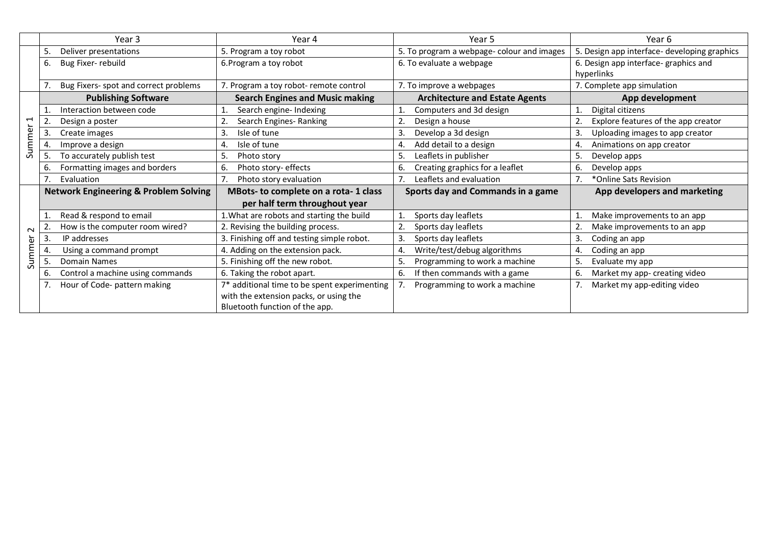| | Year 3 | Year 4 | Year 5 | Year 6 |
|---|---|---|---|---|
| | 5. Deliver presentations | 5. Program a toy robot | 5. To program a webpage- colour and images | 5. Design app interface- developing graphics |
| | 6. Bug Fixer- rebuild | 6.Program a toy robot | 6. To evaluate a webpage | 6. Design app interface- graphics and hyperlinks |
| | 7. Bug Fixers- spot and correct problems | 7. Program a toy robot- remote control | 7. To improve a webpages | 7. Complete app simulation |
| Summer 1 | **Publishing Software** | **Search Engines and Music making** | **Architecture and Estate Agents** | **App development** |
| | 1. Interaction between code | 1. Search engine- Indexing | 1. Computers and 3d design | 1. Digital citizens |
| | 2. Design a poster | 2. Search Engines- Ranking | 2. Design a house | 2. Explore features of the app creator |
| | 3. Create images | 3. Isle of tune | 3. Develop a 3d design | 3. Uploading images to app creator |
| | 4. Improve a design | 4. Isle of tune | 4. Add detail to a design | 4. Animations on app creator |
| | 5. To accurately publish test | 5. Photo story | 5. Leaflets in publisher | 5. Develop apps |
| | 6. Formatting images and borders | 6. Photo story- effects | 6. Creating graphics for a leaflet | 6. Develop apps |
| | 7. Evaluation | 7. Photo story evaluation | 7. Leaflets and evaluation | 7. *Online Sats Revision |
| Summer 2 | **Network Engineering & Problem Solving** | **MBots- to complete on a rota- 1 class per half term throughout year** | **Sports day and Commands in a game** | **App developers and marketing** |
| | 1. Read & respond to email | 1.What are robots and starting the build | 1. Sports day leaflets | 1. Make improvements to an app |
| | 2. How is the computer room wired? | 2. Revising the building process. | 2. Sports day leaflets | 2. Make improvements to an app |
| | 3. IP addresses | 3. Finishing off and testing simple robot. | 3. Sports day leaflets | 3. Coding an app |
| | 4. Using a command prompt | 4. Adding on the extension pack. | 4. Write/test/debug algorithms | 4. Coding an app |
| | 5. Domain Names | 5. Finishing off the new robot. | 5. Programming to work a machine | 5. Evaluate my app |
| | 6. Control a machine using commands | 6. Taking the robot apart. | 6. If then commands with a game | 6. Market my app- creating video |
| | 7. Hour of Code- pattern making | 7* additional time to be spent experimenting with the extension packs, or using the Bluetooth function of the app. | 7. Programming to work a machine | 7. Market my app-editing video |